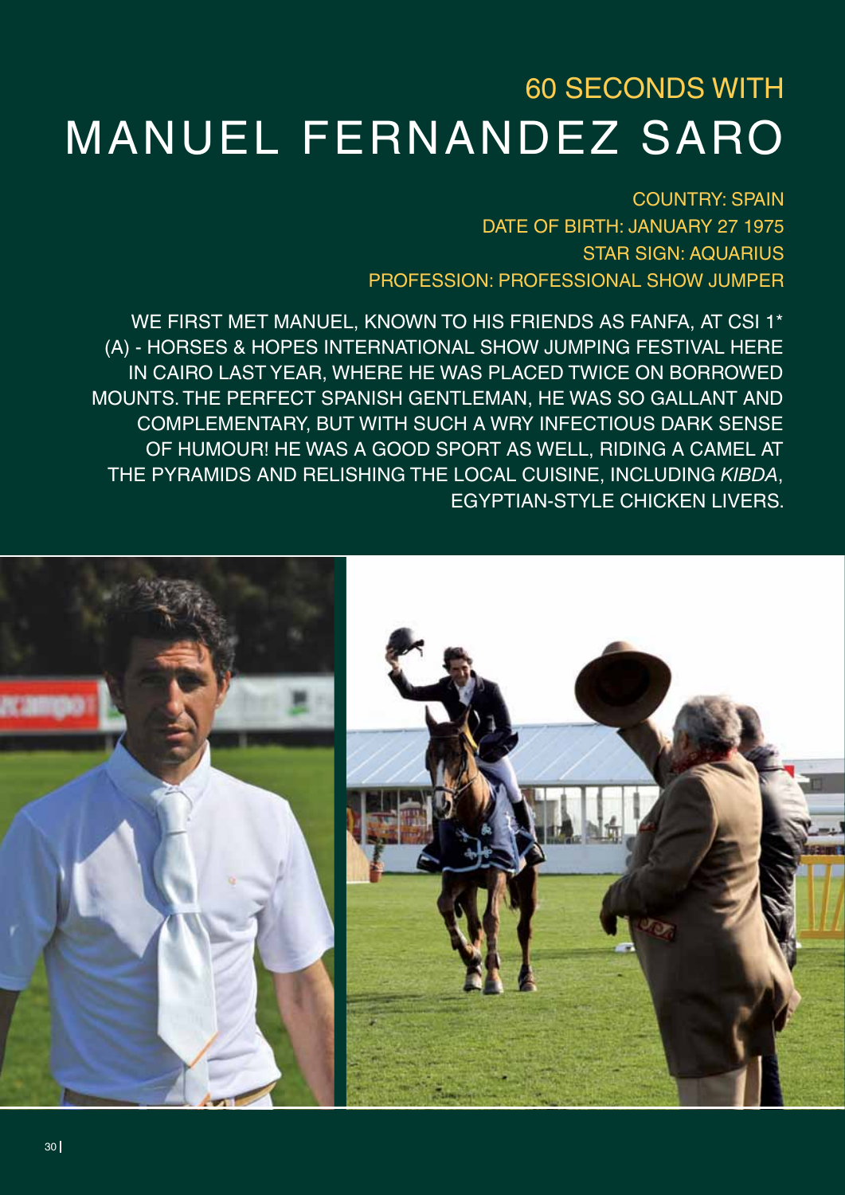## 60 SECONDS WITH

# MANUEL FERNANDEZ SARO

COUNTRY: SPAIN
DATE OF BIRTH: JANUARY 27 1975
STAR SIGN: AQUARIUS
PROFESSION: PROFESSIONAL SHOW JUMPER

WE FIRST MET MANUEL, KNOWN TO HIS FRIENDS AS FANFA, AT CSI 1* (A) - HORSES & HOPES INTERNATIONAL SHOW JUMPING FESTIVAL HERE IN CAIRO LAST YEAR, WHERE HE WAS PLACED TWICE ON BORROWED MOUNTS. THE PERFECT SPANISH GENTLEMAN, HE WAS SO GALLANT AND COMPLEMENTARY, BUT WITH SUCH A WRY INFECTIOUS DARK SENSE OF HUMOUR! HE WAS A GOOD SPORT AS WELL, RIDING A CAMEL AT THE PYRAMIDS AND RELISHING THE LOCAL CUISINE, INCLUDING *KIBDA*, EGYPTIAN-STYLE CHICKEN LIVERS.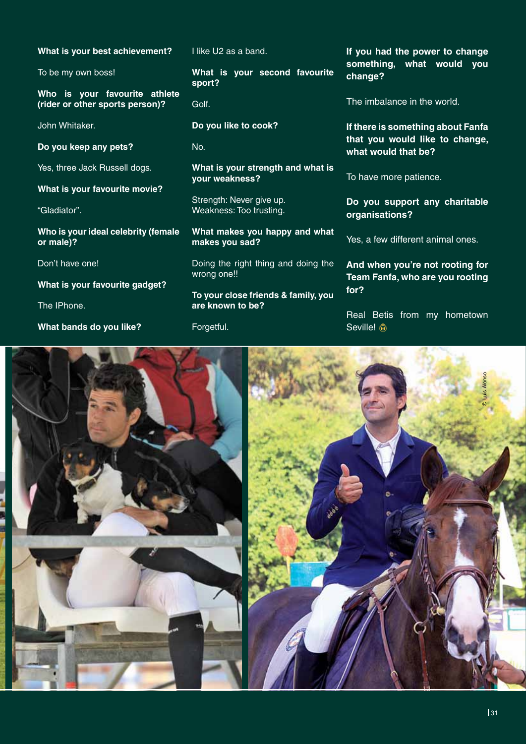**What is your best achievement?**

To be my own boss!

**Who is your favourite athlete (rider or other sports person)?**

John Whitaker.

**Do you keep any pets?**

Yes, three Jack Russell dogs.

**What is your favourite movie?**

"Gladiator".

**Who is your ideal celebrity (female or male)?**

Don't have one!

**What is your favourite gadget?**

The IPhone.

**What bands do you like?**

I like U2 as a band.

**What is your second favourite sport?**

Golf.

**Do you like to cook?**

No.

**What is your strength and what is your weakness?**

Strength: Never give up.
Weakness: Too trusting.

**What makes you happy and what makes you sad?**

Doing the right thing and doing the wrong one!!

**To your close friends & family, you are known to be?**

Forgetful.

**If you had the power to change something, what would you change?**

The imbalance in the world.

**If there is something about Fanfa that you would like to change, what would that be?**

To have more patience.

**Do you support any charitable organisations?**

Yes, a few different animal ones.

**And when you're not rooting for Team Fanfa, who are you rooting for?**

Real Betis from my hometown Seville!

© Luis Alonso